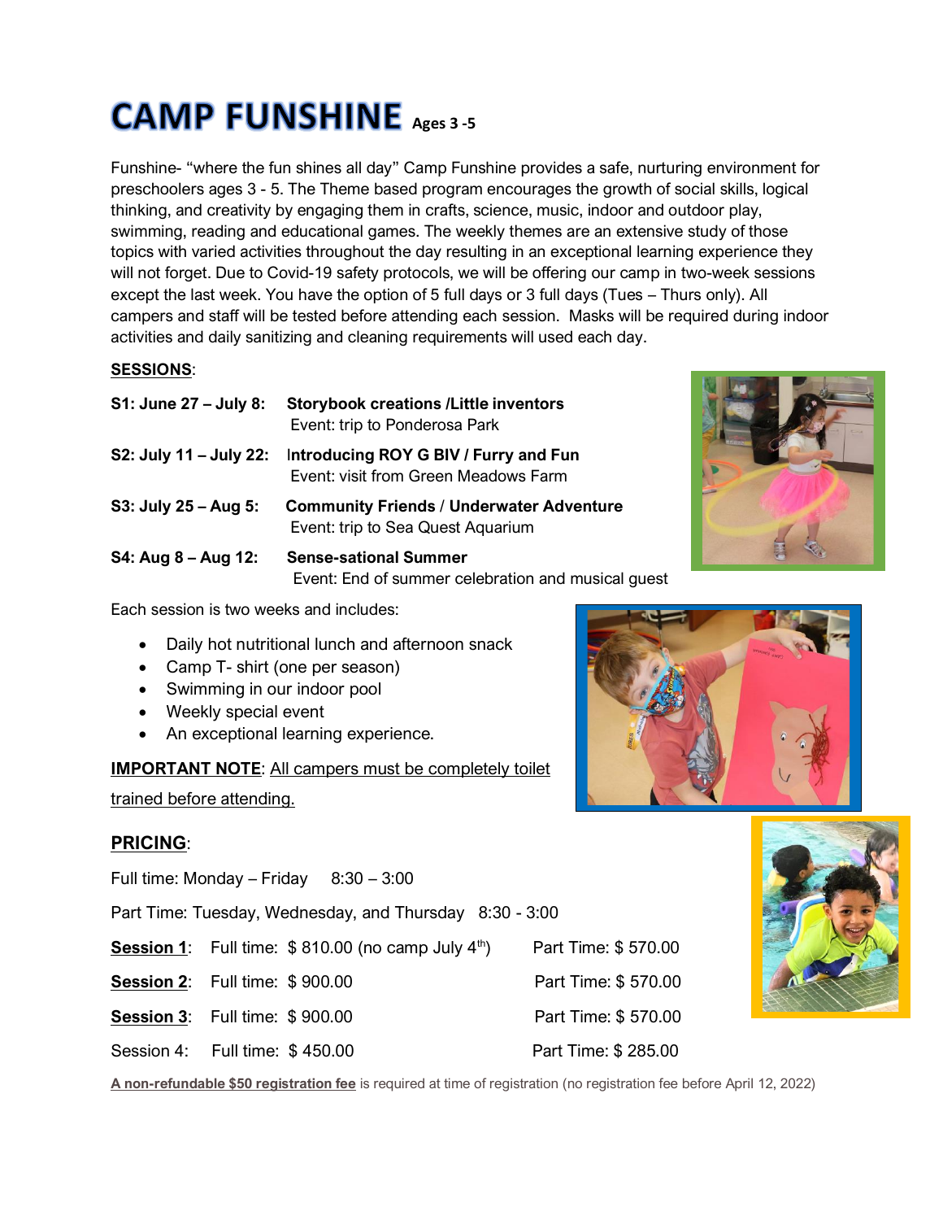# CAMP FUNSHINE Ages 3 -5

Funshine- "where the fun shines all day" Camp Funshine provides a safe, nurturing environment for preschoolers ages 3 - 5. The Theme based program encourages the growth of social skills, logical thinking, and creativity by engaging them in crafts, science, music, indoor and outdoor play, swimming, reading and educational games. The weekly themes are an extensive study of those topics with varied activities throughout the day resulting in an exceptional learning experience they will not forget. Due to Covid-19 safety protocols, we will be offering our camp in two-week sessions except the last week. You have the option of 5 full days or 3 full days (Tues – Thurs only). All campers and staff will be tested before attending each session. Masks will be required during indoor activities and daily sanitizing and cleaning requirements will used each day.

**SESSIONS**:

**S1: June 27 – July 8:** **Storybook creations /Little inventors**
Event: trip to Ponderosa Park

**S2: July 11 – July 22:** **Introducing ROY G BIV / Furry and Fun**
Event: visit from Green Meadows Farm

**S3: July 25 – Aug 5:** **Community Friends / Underwater Adventure**
Event: trip to Sea Quest Aquarium

**S4: Aug 8 – Aug 12:** **Sense-sational Summer**
Event: End of summer celebration and musical guest

Each session is two weeks and includes:

- Daily hot nutritional lunch and afternoon snack
- Camp T- shirt (one per season)
- Swimming in our indoor pool
- Weekly special event
- An exceptional learning experience.

**IMPORTANT NOTE**: All campers must be completely toilet trained before attending.

## PRICING:

Full time: Monday – Friday 8:30 – 3:00

Part Time: Tuesday, Wednesday, and Thursday 8:30 - 3:00

| | Full time | Part Time |
|---|---|---|
| **Session 1**: | $ 810.00 (no camp July 4th) | $ 570.00 |
| **Session 2**: | $ 900.00 | $ 570.00 |
| **Session 3**: | $ 900.00 | $ 570.00 |
| Session 4: | $ 450.00 | $ 285.00 |

**A non-refundable $50 registration fee** is required at time of registration (no registration fee before April 12, 2022)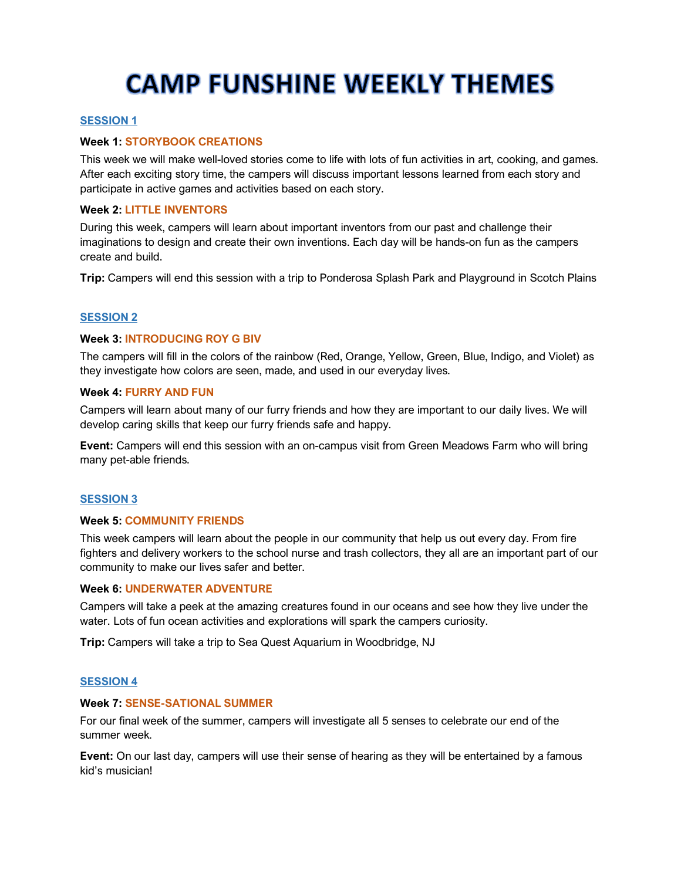# CAMP FUNSHINE WEEKLY THEMES

## SESSION 1

**Week 1: STORYBOOK CREATIONS**

This week we will make well-loved stories come to life with lots of fun activities in art, cooking, and games. After each exciting story time, the campers will discuss important lessons learned from each story and participate in active games and activities based on each story.

**Week 2: LITTLE INVENTORS**

During this week, campers will learn about important inventors from our past and challenge their imaginations to design and create their own inventions. Each day will be hands-on fun as the campers create and build.

**Trip:** Campers will end this session with a trip to Ponderosa Splash Park and Playground in Scotch Plains

## SESSION 2

**Week 3: INTRODUCING ROY G BIV**

The campers will fill in the colors of the rainbow (Red, Orange, Yellow, Green, Blue, Indigo, and Violet) as they investigate how colors are seen, made, and used in our everyday lives.

**Week 4: FURRY AND FUN**

Campers will learn about many of our furry friends and how they are important to our daily lives. We will develop caring skills that keep our furry friends safe and happy.

**Event:** Campers will end this session with an on-campus visit from Green Meadows Farm who will bring many pet-able friends.

## SESSION 3

**Week 5: COMMUNITY FRIENDS**

This week campers will learn about the people in our community that help us out every day. From fire fighters and delivery workers to the school nurse and trash collectors, they all are an important part of our community to make our lives safer and better.

**Week 6: UNDERWATER ADVENTURE**

Campers will take a peek at the amazing creatures found in our oceans and see how they live under the water. Lots of fun ocean activities and explorations will spark the campers curiosity.

**Trip:** Campers will take a trip to Sea Quest Aquarium in Woodbridge, NJ

## SESSION 4

**Week 7: SENSE-SATIONAL SUMMER**

For our final week of the summer, campers will investigate all 5 senses to celebrate our end of the summer week.

**Event:** On our last day, campers will use their sense of hearing as they will be entertained by a famous kid's musician!